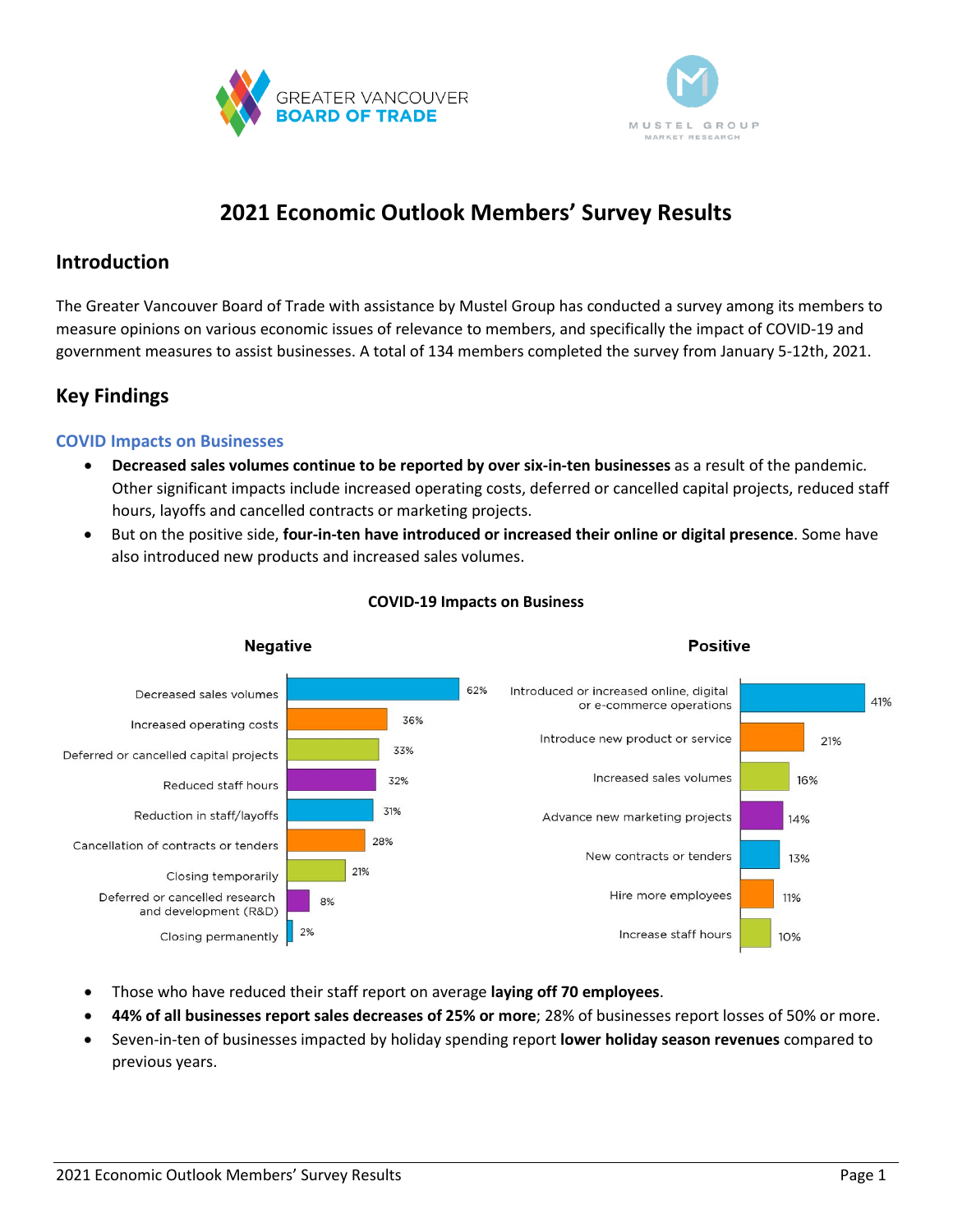# 2021 Economic Outlook Members' Survey Results

## Introduction

The Greater Vancouver Board of Trade with assistance by Mustel Group has conducted a survey among its members to measure opinions on various economic issues of relevance to members, and specifically the impact of COVID-19 and government measures to assist businesses. A total of 134 members completed the survey from January 5-12th, 2021.

## Key Findings

### COVID Impacts on Businesses

- **Decreased sales volumes continue to be reported by over six-in-ten businesses** as a result of the pandemic. Other significant impacts include increased operating costs, deferred or cancelled capital projects, reduced staff hours, layoffs and cancelled contracts or marketing projects.
- But on the positive side, **four-in-ten have introduced or increased their online or digital presence**. Some have also introduced new products and increased sales volumes.

**COVID-19 Impacts on Business**

**Negative**

| Impact | % |
|---|---|
| Decreased sales volumes | 62% |
| Increased operating costs | 36% |
| Deferred or cancelled capital projects | 33% |
| Reduced staff hours | 32% |
| Reduction in staff/layoffs | 31% |
| Cancellation of contracts or tenders | 28% |
| Closing temporarily | 21% |
| Deferred or cancelled research and development (R&D) | 8% |
| Closing permanently | 2% |

**Positive**

| Impact | % |
|---|---|
| Introduced or increased online, digital or e-commerce operations | 41% |
| Introduce new product or service | 21% |
| Increased sales volumes | 16% |
| Advance new marketing projects | 14% |
| New contracts or tenders | 13% |
| Hire more employees | 11% |
| Increase staff hours | 10% |

- Those who have reduced their staff report on average **laying off 70 employees**.
- **44% of all businesses report sales decreases of 25% or more**; 28% of businesses report losses of 50% or more.
- Seven-in-ten of businesses impacted by holiday spending report **lower holiday season revenues** compared to previous years.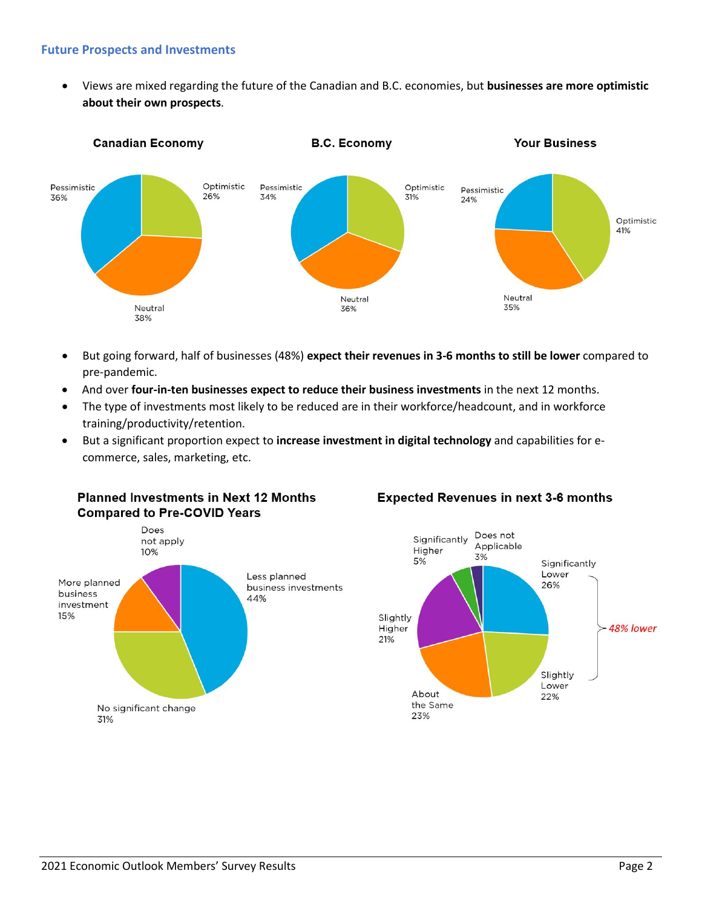### Future Prospects and Investments

- Views are mixed regarding the future of the Canadian and B.C. economies, but **businesses are more optimistic about their own prospects**.

**Canadian Economy**

Pessimistic 36%, Optimistic 26%, Neutral 38%

**B.C. Economy**

Pessimistic 34%, Optimistic 31%, Neutral 36%

**Your Business**

Pessimistic 24%, Optimistic 41%, Neutral 35%

- But going forward, half of businesses (48%) **expect their revenues in 3-6 months to still be lower** compared to pre-pandemic.
- And over **four-in-ten businesses expect to reduce their business investments** in the next 12 months.
- The type of investments most likely to be reduced are in their workforce/headcount, and in workforce training/productivity/retention.
- But a significant proportion expect to **increase investment in digital technology** and capabilities for e-commerce, sales, marketing, etc.

**Planned Investments in Next 12 Months Compared to Pre-COVID Years**

Does not apply 10%, Less planned business investments 44%, More planned business investment 15%, No significant change 31%

**Expected Revenues in next 3-6 months**

Significantly Higher 5%, Does not Applicable 3%, Significantly Lower 26%, Slightly Higher 21%, Slightly Lower 22%, About the Same 23%

*48% lower*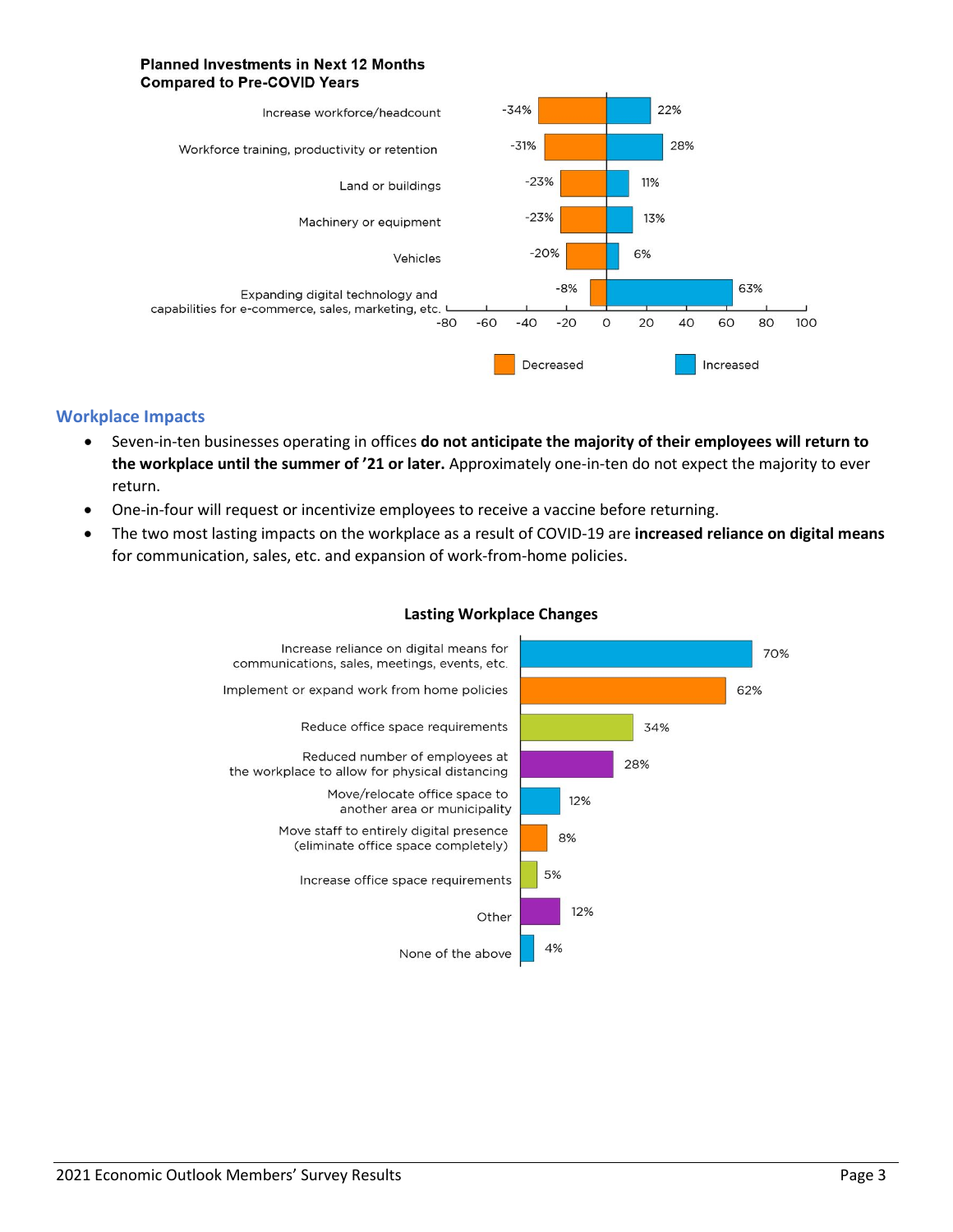**Planned Investments in Next 12 Months Compared to Pre-COVID Years**

| | Decreased | Increased |
|---|---|---|
| Increase workforce/headcount | -34% | 22% |
| Workforce training, productivity or retention | -31% | 28% |
| Land or buildings | -23% | 11% |
| Machinery or equipment | -23% | 13% |
| Vehicles | -20% | 6% |
| Expanding digital technology and capabilities for e-commerce, sales, marketing, etc. | -8% | 63% |

## Workplace Impacts

- Seven-in-ten businesses operating in offices **do not anticipate the majority of their employees will return to the workplace until the summer of '21 or later.** Approximately one-in-ten do not expect the majority to ever return.
- One-in-four will request or incentivize employees to receive a vaccine before returning.
- The two most lasting impacts on the workplace as a result of COVID-19 are **increased reliance on digital means** for communication, sales, etc. and expansion of work-from-home policies.

**Lasting Workplace Changes**

| Change | Percent |
|---|---|
| Increase reliance on digital means for communications, sales, meetings, events, etc. | 70% |
| Implement or expand work from home policies | 62% |
| Reduce office space requirements | 34% |
| Reduced number of employees at the workplace to allow for physical distancing | 28% |
| Move/relocate office space to another area or municipality | 12% |
| Move staff to entirely digital presence (eliminate office space completely) | 8% |
| Increase office space requirements | 5% |
| Other | 12% |
| None of the above | 4% |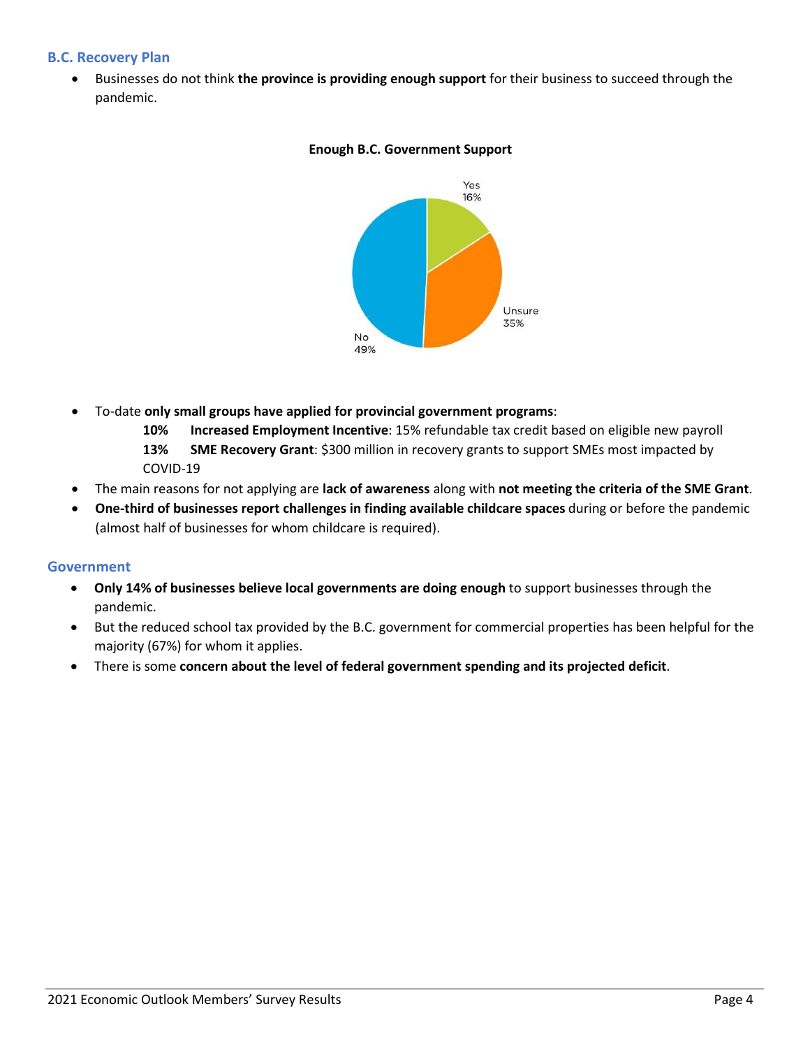## B.C. Recovery Plan

- Businesses do not think **the province is providing enough support** for their business to succeed through the pandemic.

**Enough B.C. Government Support**

Yes 16%

Unsure 35%

No 49%

- To-date **only small groups have applied for provincial government programs**:
  - **10%** **Increased Employment Incentive**: 15% refundable tax credit based on eligible new payroll
  - **13%** **SME Recovery Grant**: $300 million in recovery grants to support SMEs most impacted by COVID-19
- The main reasons for not applying are **lack of awareness** along with **not meeting the criteria of the SME Grant**.
- **One-third of businesses report challenges in finding available childcare spaces** during or before the pandemic (almost half of businesses for whom childcare is required).

## Government

- **Only 14% of businesses believe local governments are doing enough** to support businesses through the pandemic.
- But the reduced school tax provided by the B.C. government for commercial properties has been helpful for the majority (67%) for whom it applies.
- There is some **concern about the level of federal government spending and its projected deficit**.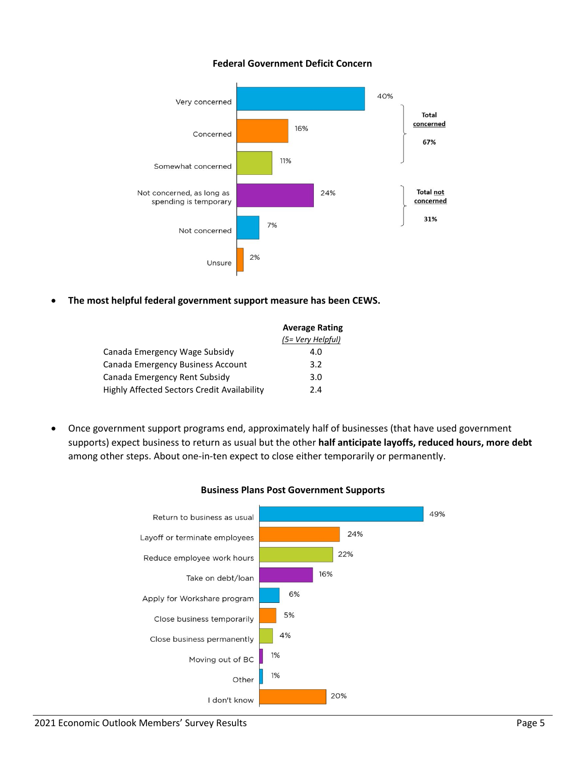**Federal Government Deficit Concern**

| Response | % |
|---|---|
| Very concerned | 40% |
| Concerned | 16% |
| Somewhat concerned | 11% |
| Not concerned, as long as spending is temporary | 24% |
| Not concerned | 7% |
| Unsure | 2% |

Total concerned: 67%

Total not concerned: 31%

- **The most helpful federal government support measure has been CEWS.**

| | Average Rating *(5= Very Helpful)* |
|---|---|
| Canada Emergency Wage Subsidy | 4.0 |
| Canada Emergency Business Account | 3.2 |
| Canada Emergency Rent Subsidy | 3.0 |
| Highly Affected Sectors Credit Availability | 2.4 |

- Once government support programs end, approximately half of businesses (that have used government supports) expect business to return as usual but the other **half anticipate layoffs, reduced hours, more debt** among other steps. About one-in-ten expect to close either temporarily or permanently.

**Business Plans Post Government Supports**

| Plan | % |
|---|---|
| Return to business as usual | 49% |
| Layoff or terminate employees | 24% |
| Reduce employee work hours | 22% |
| Take on debt/loan | 16% |
| Apply for Workshare program | 6% |
| Close business temporarily | 5% |
| Close business permanently | 4% |
| Moving out of BC | 1% |
| Other | 1% |
| I don't know | 20% |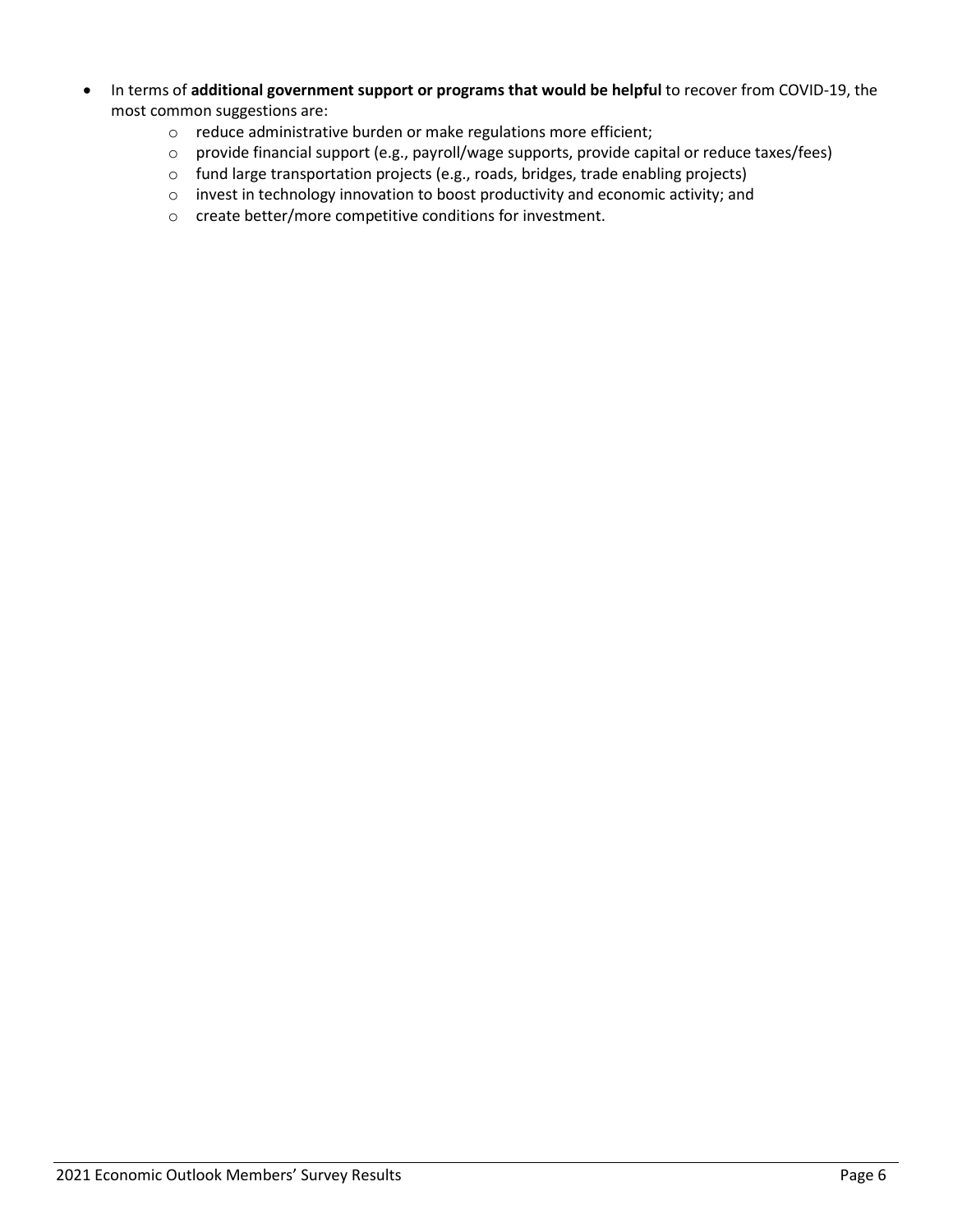- In terms of **additional government support or programs that would be helpful** to recover from COVID-19, the most common suggestions are:
  - reduce administrative burden or make regulations more efficient;
  - provide financial support (e.g., payroll/wage supports, provide capital or reduce taxes/fees)
  - fund large transportation projects (e.g., roads, bridges, trade enabling projects)
  - invest in technology innovation to boost productivity and economic activity; and
  - create better/more competitive conditions for investment.